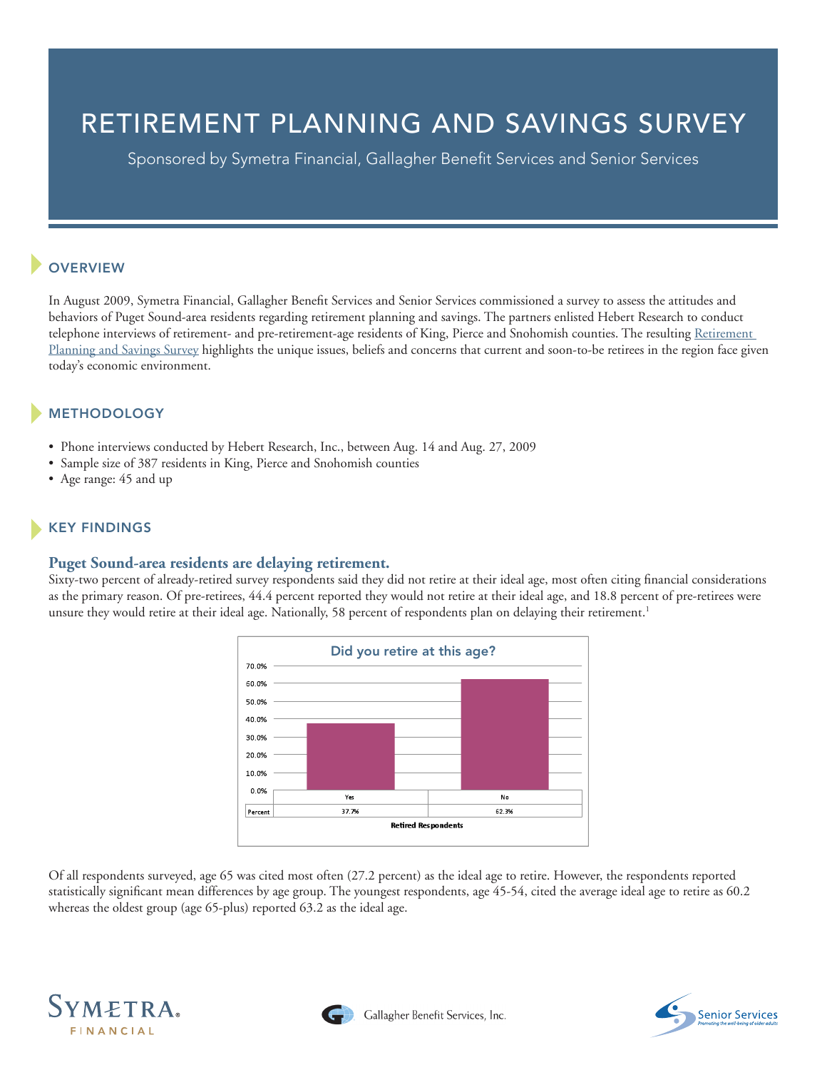# RETIREMENT PLANNING AND SAVINGS SURVEY

Sponsored by Symetra Financial, Gallagher Benefit Services and Senior Services

## OVERVIEW

In August 2009, Symetra Financial, Gallagher Benefit Services and Senior Services commissioned a survey to assess the attitudes and behaviors of Puget Sound-area residents regarding retirement planning and savings. The partners enlisted Hebert Research to conduct telephone interviews of retirement- and pre-retirement-age residents of King, Pierce and Snohomish counties. The resulting Retirement Planning and Savings Survey highlights the unique issues, beliefs and concerns that current and soon-to-be retirees in the region face given today's economic environment.

## METHODOLOGY

- Phone interviews conducted by Hebert Research, Inc., between Aug. 14 and Aug. 27, 2009
- Sample size of 387 residents in King, Pierce and Snohomish counties
- Age range: 45 and up

## KEY FINDINGS

### Puget Sound-area residents are delaying retirement.

Sixty-two percent of already-retired survey respondents said they did not retire at their ideal age, most often citing financial considerations as the primary reason. Of pre-retirees, 44.4 percent reported they would not retire at their ideal age, and 18.8 percent of pre-retirees were unsure they would retire at their ideal age. Nationally, 58 percent of respondents plan on delaying their retirement.[1]

**Did you retire at this age?**

| | Yes | No |
|---|---|---|
| Percent | 37.7% | 62.3% |

Retired Respondents

Of all respondents surveyed, age 65 was cited most often (27.2 percent) as the ideal age to retire. However, the respondents reported statistically significant mean differences by age group. The youngest respondents, age 45-54, cited the average ideal age to retire as 60.2 whereas the oldest group (age 65-plus) reported 63.2 as the ideal age.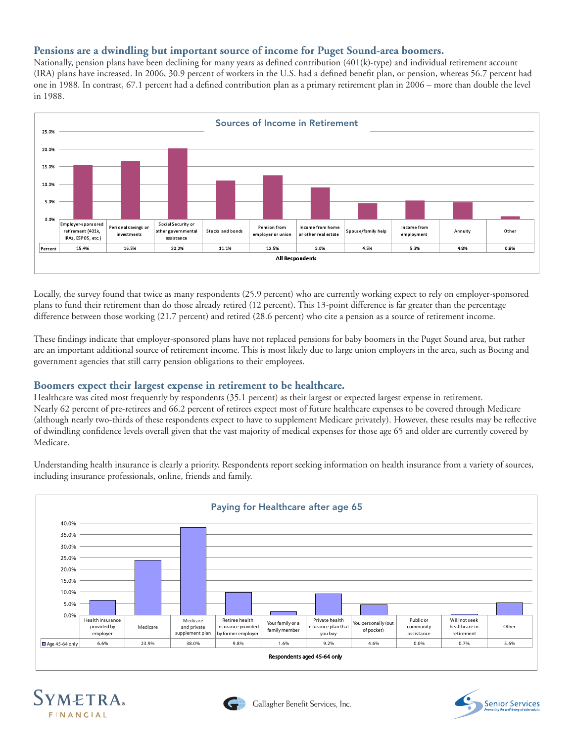## Pensions are a dwindling but important source of income for Puget Sound-area boomers.

Nationally, pension plans have been declining for many years as defined contribution (401(k)-type) and individual retirement account (IRA) plans have increased. In 2006, 30.9 percent of workers in the U.S. had a defined benefit plan, or pension, whereas 56.7 percent had one in 1988. In contrast, 67.1 percent had a defined contribution plan as a primary retirement plan in 2006 – more than double the level in 1988.

**Sources of Income in Retirement**

| | Employer-sponsored retirement (401k, IRAs, ESPOS, etc.) | Personal savings or investments | Social Security or other governmental assistance | Stocks and bonds | Pension from employer or union | Income from home or other real estate | Spouse/family help | Income from employment | Annuity | Other |
|---|---|---|---|---|---|---|---|---|---|---|
| Percent | 15.4% | 16.5% | 20.2% | 11.1% | 12.5% | 9.0% | 4.5% | 5.3% | 4.8% | 0.8% |

All Respondents

Locally, the survey found that twice as many respondents (25.9 percent) who are currently working expect to rely on employer-sponsored plans to fund their retirement than do those already retired (12 percent). This 13-point difference is far greater than the percentage difference between those working (21.7 percent) and retired (28.6 percent) who cite a pension as a source of retirement income.

These findings indicate that employer-sponsored plans have not replaced pensions for baby boomers in the Puget Sound area, but rather are an important additional source of retirement income. This is most likely due to large union employers in the area, such as Boeing and government agencies that still carry pension obligations to their employees.

## Boomers expect their largest expense in retirement to be healthcare.

Healthcare was cited most frequently by respondents (35.1 percent) as their largest or expected largest expense in retirement. Nearly 62 percent of pre-retirees and 66.2 percent of retirees expect most of future healthcare expenses to be covered through Medicare (although nearly two-thirds of these respondents expect to have to supplement Medicare privately). However, these results may be reflective of dwindling confidence levels overall given that the vast majority of medical expenses for those age 65 and older are currently covered by Medicare.

Understanding health insurance is clearly a priority. Respondents report seeking information on health insurance from a variety of sources, including insurance professionals, online, friends and family.

**Paying for Healthcare after age 65**

| | Health insurance provided by employer | Medicare | Medicare and private supplement plan | Retiree health insurance provided by former employer | Your family or a family member | Private health insurance plan that you buy | You personally (out of pocket) | Public or community assistance | Will not seek healthcare in retirement | Other |
|---|---|---|---|---|---|---|---|---|---|---|
| Age 45-64 only | 6.6% | 23.9% | 38.0% | 9.8% | 1.6% | 9.2% | 4.6% | 0.0% | 0.7% | 5.6% |

Respondents aged 45-64 only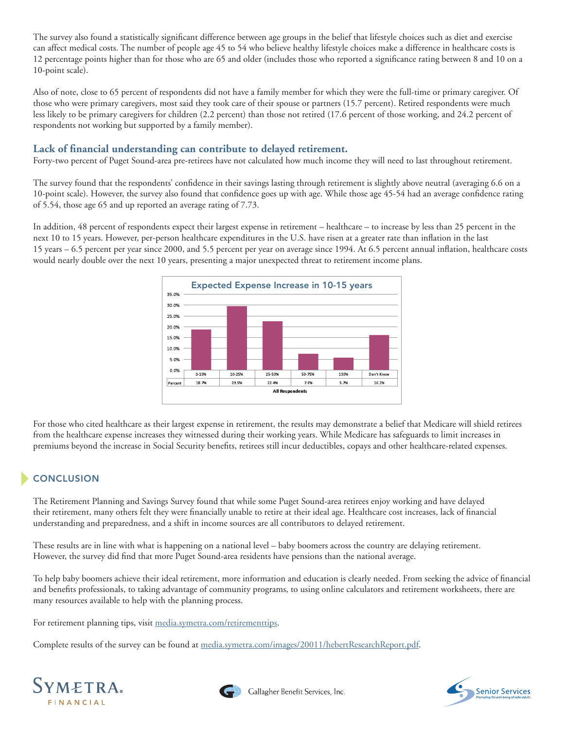The survey also found a statistically significant difference between age groups in the belief that lifestyle choices such as diet and exercise can affect medical costs. The number of people age 45 to 54 who believe healthy lifestyle choices make a difference in healthcare costs is 12 percentage points higher than for those who are 65 and older (includes those who reported a significance rating between 8 and 10 on a 10-point scale).

Also of note, close to 65 percent of respondents did not have a family member for which they were the full-time or primary caregiver. Of those who were primary caregivers, most said they took care of their spouse or partners (15.7 percent). Retired respondents were much less likely to be primary caregivers for children (2.2 percent) than those not retired (17.6 percent of those working, and 24.2 percent of respondents not working but supported by a family member).

## Lack of financial understanding can contribute to delayed retirement.

Forty-two percent of Puget Sound-area pre-retirees have not calculated how much income they will need to last throughout retirement.

The survey found that the respondents' confidence in their savings lasting through retirement is slightly above neutral (averaging 6.6 on a 10-point scale). However, the survey also found that confidence goes up with age. While those age 45-54 had an average confidence rating of 5.54, those age 65 and up reported an average rating of 7.73.

In addition, 48 percent of respondents expect their largest expense in retirement – healthcare – to increase by less than 25 percent in the next 10 to 15 years. However, per-person healthcare expenditures in the U.S. have risen at a greater rate than inflation in the last 15 years – 6.5 percent per year since 2000, and 5.5 percent per year on average since 1994. At 6.5 percent annual inflation, healthcare costs would nearly double over the next 10 years, presenting a major unexpected threat to retirement income plans.

**Expected Expense Increase in 10-15 years**

| | 0-10% | 10-25% | 25-50% | 50-75% | 100% | Don't Know |
|---|---|---|---|---|---|---|
| Percent | 18.7% | 29.5% | 22.4% | 7.6% | 5.7% | 16.1% |

All Respondents

For those who cited healthcare as their largest expense in retirement, the results may demonstrate a belief that Medicare will shield retirees from the healthcare expense increases they witnessed during their working years. While Medicare has safeguards to limit increases in premiums beyond the increase in Social Security benefits, retirees still incur deductibles, copays and other healthcare-related expenses.

## CONCLUSION

The Retirement Planning and Savings Survey found that while some Puget Sound-area retirees enjoy working and have delayed their retirement, many others felt they were financially unable to retire at their ideal age. Healthcare cost increases, lack of financial understanding and preparedness, and a shift in income sources are all contributors to delayed retirement.

These results are in line with what is happening on a national level – baby boomers across the country are delaying retirement. However, the survey did find that more Puget Sound-area residents have pensions than the national average.

To help baby boomers achieve their ideal retirement, more information and education is clearly needed. From seeking the advice of financial and benefits professionals, to taking advantage of community programs, to using online calculators and retirement worksheets, there are many resources available to help with the planning process.

For retirement planning tips, visit [media.symetra.com/retirementtips](media.symetra.com/retirementtips).

Complete results of the survey can be found at [media.symetra.com/images/20011/hebertResearchReport.pdf](media.symetra.com/images/20011/hebertResearchReport.pdf).

SYMETRA FINANCIAL | Gallagher Benefit Services, Inc. | Senior Services – Promoting the well-being of older adults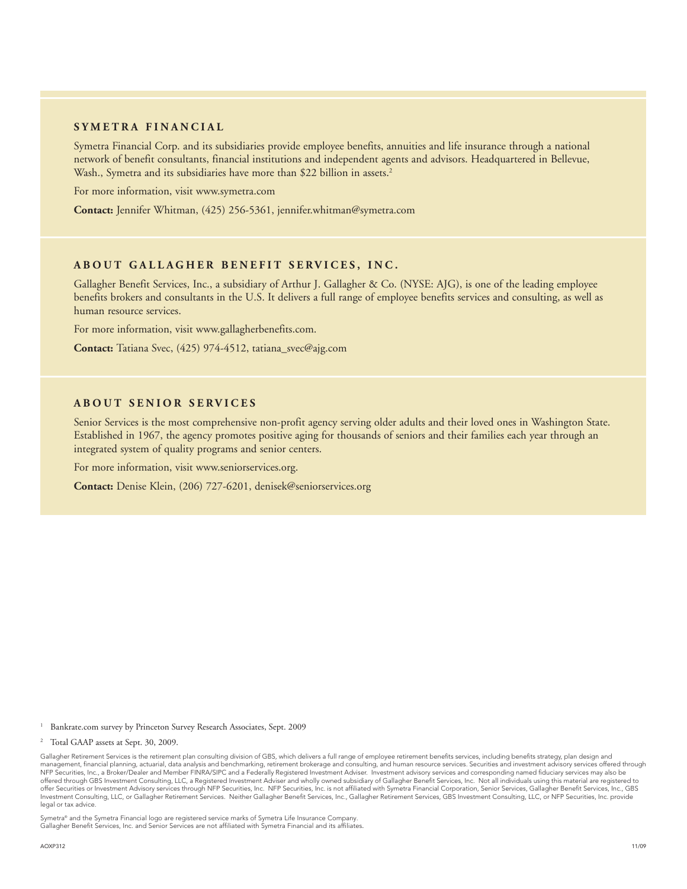## SYMETRA FINANCIAL

Symetra Financial Corp. and its subsidiaries provide employee benefits, annuities and life insurance through a national network of benefit consultants, financial institutions and independent agents and advisors. Headquartered in Bellevue, Wash., Symetra and its subsidiaries have more than $22 billion in assets.[2]

For more information, visit www.symetra.com

**Contact:** Jennifer Whitman, (425) 256-5361, jennifer.whitman@symetra.com

## ABOUT GALLAGHER BENEFIT SERVICES, INC.

Gallagher Benefit Services, Inc., a subsidiary of Arthur J. Gallagher & Co. (NYSE: AJG), is one of the leading employee benefits brokers and consultants in the U.S. It delivers a full range of employee benefits services and consulting, as well as human resource services.

For more information, visit www.gallagherbenefits.com.

**Contact:** Tatiana Svec, (425) 974-4512, tatiana_svec@ajg.com

## ABOUT SENIOR SERVICES

Senior Services is the most comprehensive non-profit agency serving older adults and their loved ones in Washington State. Established in 1967, the agency promotes positive aging for thousands of seniors and their families each year through an integrated system of quality programs and senior centers.

For more information, visit www.seniorservices.org.

**Contact:** Denise Klein, (206) 727-6201, denisek@seniorservices.org

[1] Bankrate.com survey by Princeton Survey Research Associates, Sept. 2009

[2] Total GAAP assets at Sept. 30, 2009.

Gallagher Retirement Services is the retirement plan consulting division of GBS, which delivers a full range of employee retirement benefits services, including benefits strategy, plan design and management, financial planning, actuarial, data analysis and benchmarking, retirement brokerage and consulting, and human resource services. Securities and investment advisory services offered through NFP Securities, Inc., a Broker/Dealer and Member FINRA/SIPC and a Federally Registered Investment Adviser. Investment advisory services and corresponding named fiduciary services may also be offered through GBS Investment Consulting, LLC, a Registered Investment Adviser and wholly owned subsidiary of Gallagher Benefit Services, Inc. Not all individuals using this material are registered to offer Securities or Investment Advisory services through NFP Securities, Inc. NFP Securities, Inc. is not affiliated with Symetra Financial Corporation, Senior Services, Gallagher Benefit Services, Inc., GBS Investment Consulting, LLC, or Gallagher Retirement Services. Neither Gallagher Benefit Services, Inc., Gallagher Retirement Services, GBS Investment Consulting, LLC, or NFP Securities, Inc. provide legal or tax advice.

Symetra® and the Symetra Financial logo are registered service marks of Symetra Life Insurance Company.
Gallagher Benefit Services, Inc. and Senior Services are not affiliated with Symetra Financial and its affiliates.

AOXP312 11/09